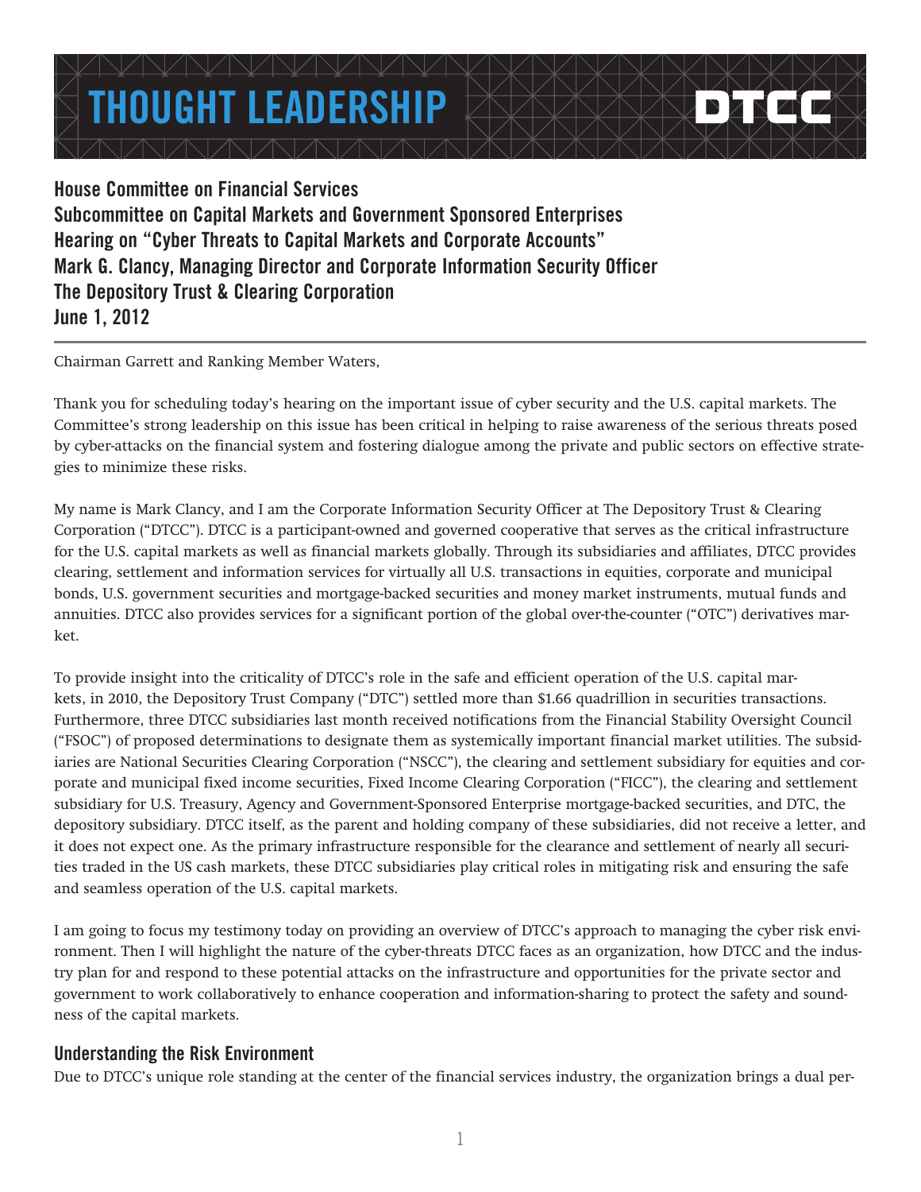# THOUGHT LEADERSHIP

**House Committee on Financial Services**
**Subcommittee on Capital Markets and Government Sponsored Enterprises**
**Hearing on "Cyber Threats to Capital Markets and Corporate Accounts"**
**Mark G. Clancy, Managing Director and Corporate Information Security Officer**
**The Depository Trust & Clearing Corporation**
**June 1, 2012**

Chairman Garrett and Ranking Member Waters,

Thank you for scheduling today's hearing on the important issue of cyber security and the U.S. capital markets. The Committee's strong leadership on this issue has been critical in helping to raise awareness of the serious threats posed by cyber-attacks on the financial system and fostering dialogue among the private and public sectors on effective strategies to minimize these risks.

My name is Mark Clancy, and I am the Corporate Information Security Officer at The Depository Trust & Clearing Corporation ("DTCC"). DTCC is a participant-owned and governed cooperative that serves as the critical infrastructure for the U.S. capital markets as well as financial markets globally. Through its subsidiaries and affiliates, DTCC provides clearing, settlement and information services for virtually all U.S. transactions in equities, corporate and municipal bonds, U.S. government securities and mortgage-backed securities and money market instruments, mutual funds and annuities. DTCC also provides services for a significant portion of the global over-the-counter ("OTC") derivatives market.

To provide insight into the criticality of DTCC's role in the safe and efficient operation of the U.S. capital markets, in 2010, the Depository Trust Company ("DTC") settled more than $1.66 quadrillion in securities transactions. Furthermore, three DTCC subsidiaries last month received notifications from the Financial Stability Oversight Council ("FSOC") of proposed determinations to designate them as systemically important financial market utilities. The subsidiaries are National Securities Clearing Corporation ("NSCC"), the clearing and settlement subsidiary for equities and corporate and municipal fixed income securities, Fixed Income Clearing Corporation ("FICC"), the clearing and settlement subsidiary for U.S. Treasury, Agency and Government-Sponsored Enterprise mortgage-backed securities, and DTC, the depository subsidiary. DTCC itself, as the parent and holding company of these subsidiaries, did not receive a letter, and it does not expect one. As the primary infrastructure responsible for the clearance and settlement of nearly all securities traded in the US cash markets, these DTCC subsidiaries play critical roles in mitigating risk and ensuring the safe and seamless operation of the U.S. capital markets.

I am going to focus my testimony today on providing an overview of DTCC's approach to managing the cyber risk environment. Then I will highlight the nature of the cyber-threats DTCC faces as an organization, how DTCC and the industry plan for and respond to these potential attacks on the infrastructure and opportunities for the private sector and government to work collaboratively to enhance cooperation and information-sharing to protect the safety and soundness of the capital markets.

## Understanding the Risk Environment

Due to DTCC's unique role standing at the center of the financial services industry, the organization brings a dual per-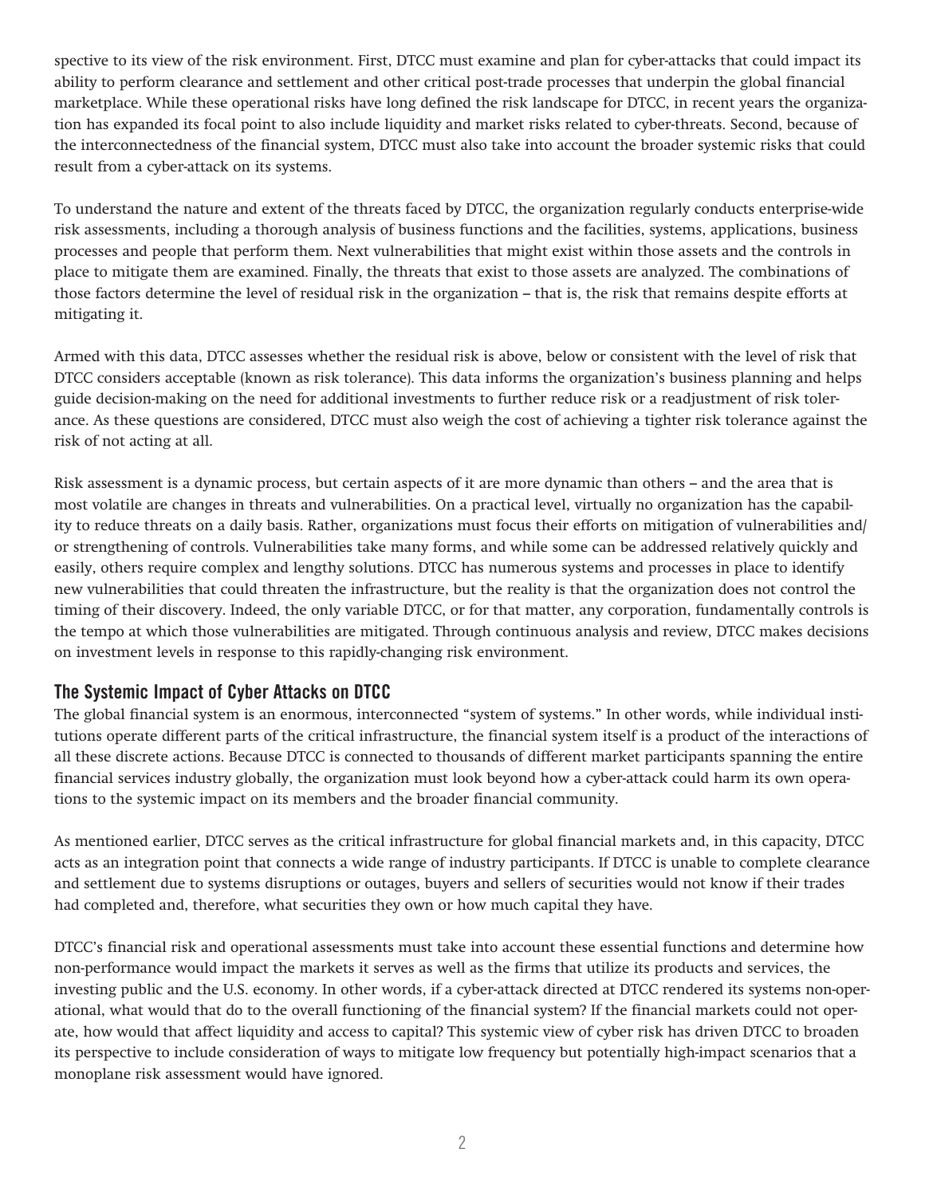spective to its view of the risk environment. First, DTCC must examine and plan for cyber-attacks that could impact its ability to perform clearance and settlement and other critical post-trade processes that underpin the global financial marketplace. While these operational risks have long defined the risk landscape for DTCC, in recent years the organization has expanded its focal point to also include liquidity and market risks related to cyber-threats. Second, because of the interconnectedness of the financial system, DTCC must also take into account the broader systemic risks that could result from a cyber-attack on its systems.

To understand the nature and extent of the threats faced by DTCC, the organization regularly conducts enterprise-wide risk assessments, including a thorough analysis of business functions and the facilities, systems, applications, business processes and people that perform them. Next vulnerabilities that might exist within those assets and the controls in place to mitigate them are examined. Finally, the threats that exist to those assets are analyzed. The combinations of those factors determine the level of residual risk in the organization – that is, the risk that remains despite efforts at mitigating it.

Armed with this data, DTCC assesses whether the residual risk is above, below or consistent with the level of risk that DTCC considers acceptable (known as risk tolerance). This data informs the organization's business planning and helps guide decision-making on the need for additional investments to further reduce risk or a readjustment of risk tolerance. As these questions are considered, DTCC must also weigh the cost of achieving a tighter risk tolerance against the risk of not acting at all.

Risk assessment is a dynamic process, but certain aspects of it are more dynamic than others – and the area that is most volatile are changes in threats and vulnerabilities. On a practical level, virtually no organization has the capability to reduce threats on a daily basis. Rather, organizations must focus their efforts on mitigation of vulnerabilities and/or strengthening of controls. Vulnerabilities take many forms, and while some can be addressed relatively quickly and easily, others require complex and lengthy solutions. DTCC has numerous systems and processes in place to identify new vulnerabilities that could threaten the infrastructure, but the reality is that the organization does not control the timing of their discovery. Indeed, the only variable DTCC, or for that matter, any corporation, fundamentally controls is the tempo at which those vulnerabilities are mitigated. Through continuous analysis and review, DTCC makes decisions on investment levels in response to this rapidly-changing risk environment.

## The Systemic Impact of Cyber Attacks on DTCC

The global financial system is an enormous, interconnected "system of systems." In other words, while individual institutions operate different parts of the critical infrastructure, the financial system itself is a product of the interactions of all these discrete actions. Because DTCC is connected to thousands of different market participants spanning the entire financial services industry globally, the organization must look beyond how a cyber-attack could harm its own operations to the systemic impact on its members and the broader financial community.

As mentioned earlier, DTCC serves as the critical infrastructure for global financial markets and, in this capacity, DTCC acts as an integration point that connects a wide range of industry participants. If DTCC is unable to complete clearance and settlement due to systems disruptions or outages, buyers and sellers of securities would not know if their trades had completed and, therefore, what securities they own or how much capital they have.

DTCC's financial risk and operational assessments must take into account these essential functions and determine how non-performance would impact the markets it serves as well as the firms that utilize its products and services, the investing public and the U.S. economy. In other words, if a cyber-attack directed at DTCC rendered its systems non-operational, what would that do to the overall functioning of the financial system? If the financial markets could not operate, how would that affect liquidity and access to capital? This systemic view of cyber risk has driven DTCC to broaden its perspective to include consideration of ways to mitigate low frequency but potentially high-impact scenarios that a monoplane risk assessment would have ignored.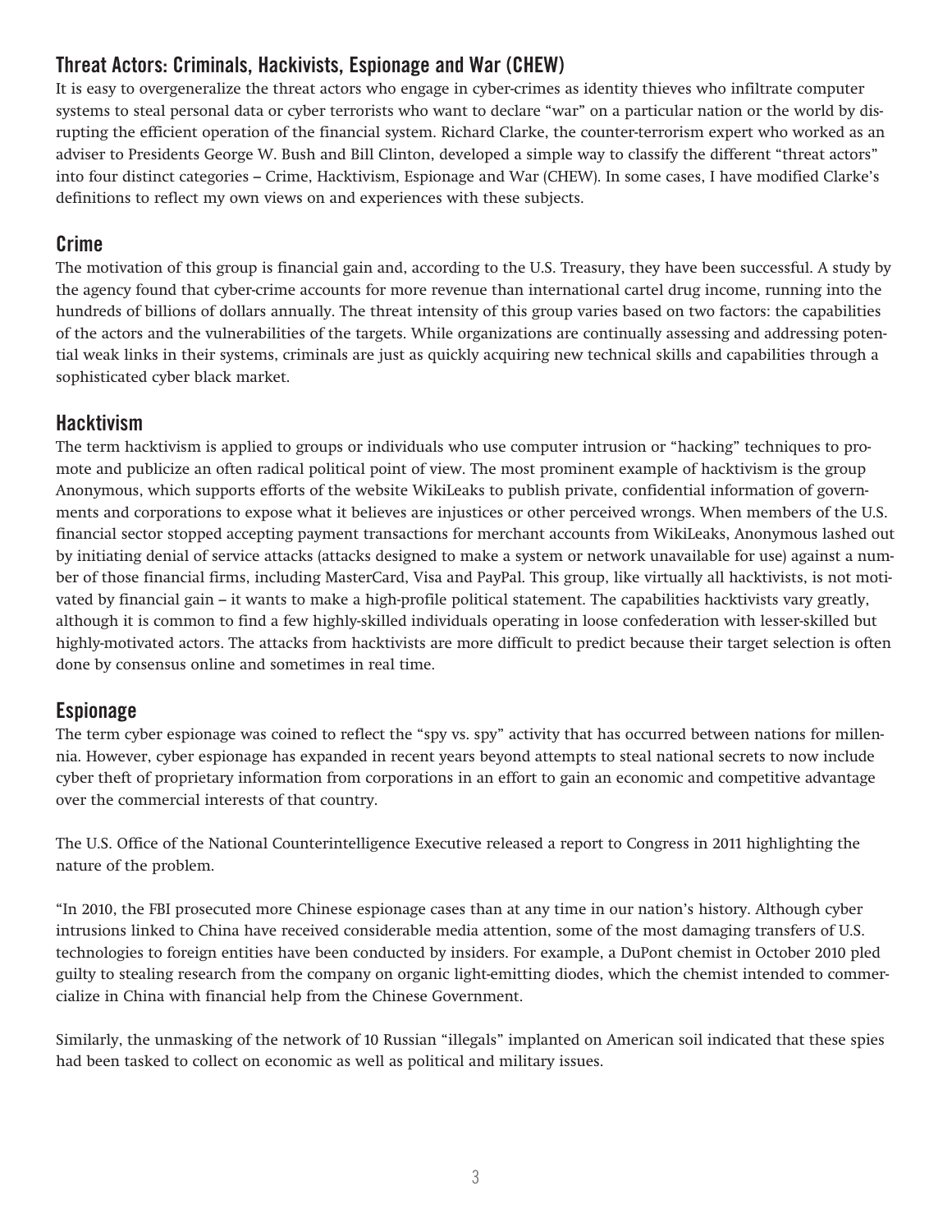## Threat Actors: Criminals, Hackivists, Espionage and War (CHEW)

It is easy to overgeneralize the threat actors who engage in cyber-crimes as identity thieves who infiltrate computer systems to steal personal data or cyber terrorists who want to declare "war" on a particular nation or the world by disrupting the efficient operation of the financial system. Richard Clarke, the counter-terrorism expert who worked as an adviser to Presidents George W. Bush and Bill Clinton, developed a simple way to classify the different "threat actors" into four distinct categories – Crime, Hacktivism, Espionage and War (CHEW). In some cases, I have modified Clarke's definitions to reflect my own views on and experiences with these subjects.

## Crime

The motivation of this group is financial gain and, according to the U.S. Treasury, they have been successful. A study by the agency found that cyber-crime accounts for more revenue than international cartel drug income, running into the hundreds of billions of dollars annually. The threat intensity of this group varies based on two factors: the capabilities of the actors and the vulnerabilities of the targets. While organizations are continually assessing and addressing potential weak links in their systems, criminals are just as quickly acquiring new technical skills and capabilities through a sophisticated cyber black market.

## Hacktivism

The term hacktivism is applied to groups or individuals who use computer intrusion or "hacking" techniques to promote and publicize an often radical political point of view. The most prominent example of hacktivism is the group Anonymous, which supports efforts of the website WikiLeaks to publish private, confidential information of governments and corporations to expose what it believes are injustices or other perceived wrongs. When members of the U.S. financial sector stopped accepting payment transactions for merchant accounts from WikiLeaks, Anonymous lashed out by initiating denial of service attacks (attacks designed to make a system or network unavailable for use) against a number of those financial firms, including MasterCard, Visa and PayPal. This group, like virtually all hacktivists, is not motivated by financial gain – it wants to make a high-profile political statement. The capabilities hacktivists vary greatly, although it is common to find a few highly-skilled individuals operating in loose confederation with lesser-skilled but highly-motivated actors. The attacks from hacktivists are more difficult to predict because their target selection is often done by consensus online and sometimes in real time.

## Espionage

The term cyber espionage was coined to reflect the "spy vs. spy" activity that has occurred between nations for millennia. However, cyber espionage has expanded in recent years beyond attempts to steal national secrets to now include cyber theft of proprietary information from corporations in an effort to gain an economic and competitive advantage over the commercial interests of that country.

The U.S. Office of the National Counterintelligence Executive released a report to Congress in 2011 highlighting the nature of the problem.

"In 2010, the FBI prosecuted more Chinese espionage cases than at any time in our nation's history. Although cyber intrusions linked to China have received considerable media attention, some of the most damaging transfers of U.S. technologies to foreign entities have been conducted by insiders. For example, a DuPont chemist in October 2010 pled guilty to stealing research from the company on organic light-emitting diodes, which the chemist intended to commercialize in China with financial help from the Chinese Government.

Similarly, the unmasking of the network of 10 Russian "illegals" implanted on American soil indicated that these spies had been tasked to collect on economic as well as political and military issues.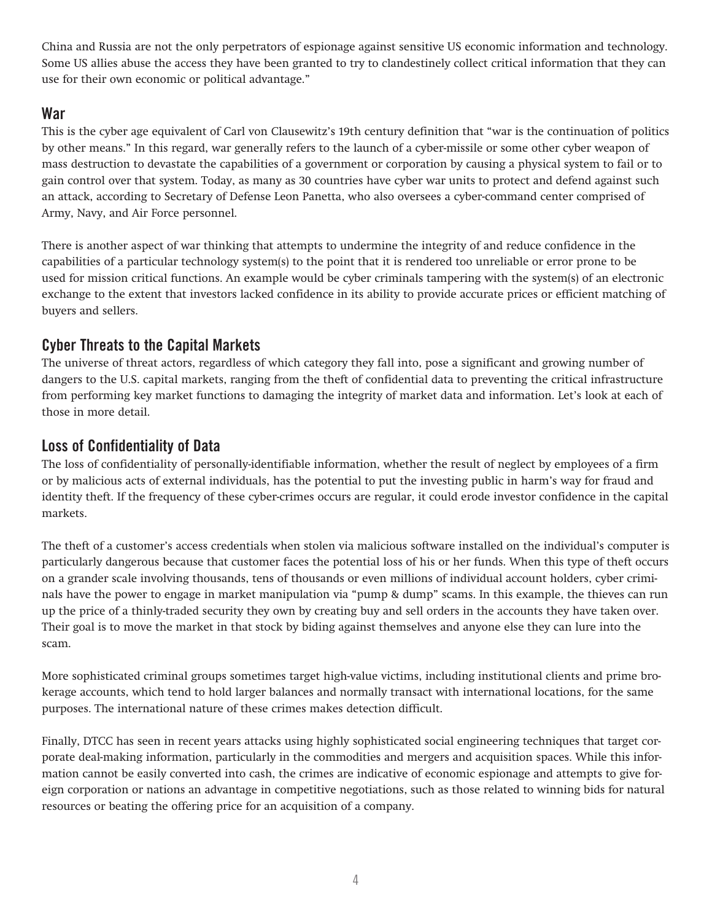China and Russia are not the only perpetrators of espionage against sensitive US economic information and technology. Some US allies abuse the access they have been granted to try to clandestinely collect critical information that they can use for their own economic or political advantage."

## War

This is the cyber age equivalent of Carl von Clausewitz's 19th century definition that "war is the continuation of politics by other means." In this regard, war generally refers to the launch of a cyber-missile or some other cyber weapon of mass destruction to devastate the capabilities of a government or corporation by causing a physical system to fail or to gain control over that system. Today, as many as 30 countries have cyber war units to protect and defend against such an attack, according to Secretary of Defense Leon Panetta, who also oversees a cyber-command center comprised of Army, Navy, and Air Force personnel.

There is another aspect of war thinking that attempts to undermine the integrity of and reduce confidence in the capabilities of a particular technology system(s) to the point that it is rendered too unreliable or error prone to be used for mission critical functions. An example would be cyber criminals tampering with the system(s) of an electronic exchange to the extent that investors lacked confidence in its ability to provide accurate prices or efficient matching of buyers and sellers.

## Cyber Threats to the Capital Markets

The universe of threat actors, regardless of which category they fall into, pose a significant and growing number of dangers to the U.S. capital markets, ranging from the theft of confidential data to preventing the critical infrastructure from performing key market functions to damaging the integrity of market data and information. Let's look at each of those in more detail.

## Loss of Confidentiality of Data

The loss of confidentiality of personally-identifiable information, whether the result of neglect by employees of a firm or by malicious acts of external individuals, has the potential to put the investing public in harm's way for fraud and identity theft. If the frequency of these cyber-crimes occurs are regular, it could erode investor confidence in the capital markets.

The theft of a customer's access credentials when stolen via malicious software installed on the individual's computer is particularly dangerous because that customer faces the potential loss of his or her funds. When this type of theft occurs on a grander scale involving thousands, tens of thousands or even millions of individual account holders, cyber criminals have the power to engage in market manipulation via "pump & dump" scams. In this example, the thieves can run up the price of a thinly-traded security they own by creating buy and sell orders in the accounts they have taken over. Their goal is to move the market in that stock by biding against themselves and anyone else they can lure into the scam.

More sophisticated criminal groups sometimes target high-value victims, including institutional clients and prime brokerage accounts, which tend to hold larger balances and normally transact with international locations, for the same purposes. The international nature of these crimes makes detection difficult.

Finally, DTCC has seen in recent years attacks using highly sophisticated social engineering techniques that target corporate deal-making information, particularly in the commodities and mergers and acquisition spaces. While this information cannot be easily converted into cash, the crimes are indicative of economic espionage and attempts to give foreign corporation or nations an advantage in competitive negotiations, such as those related to winning bids for natural resources or beating the offering price for an acquisition of a company.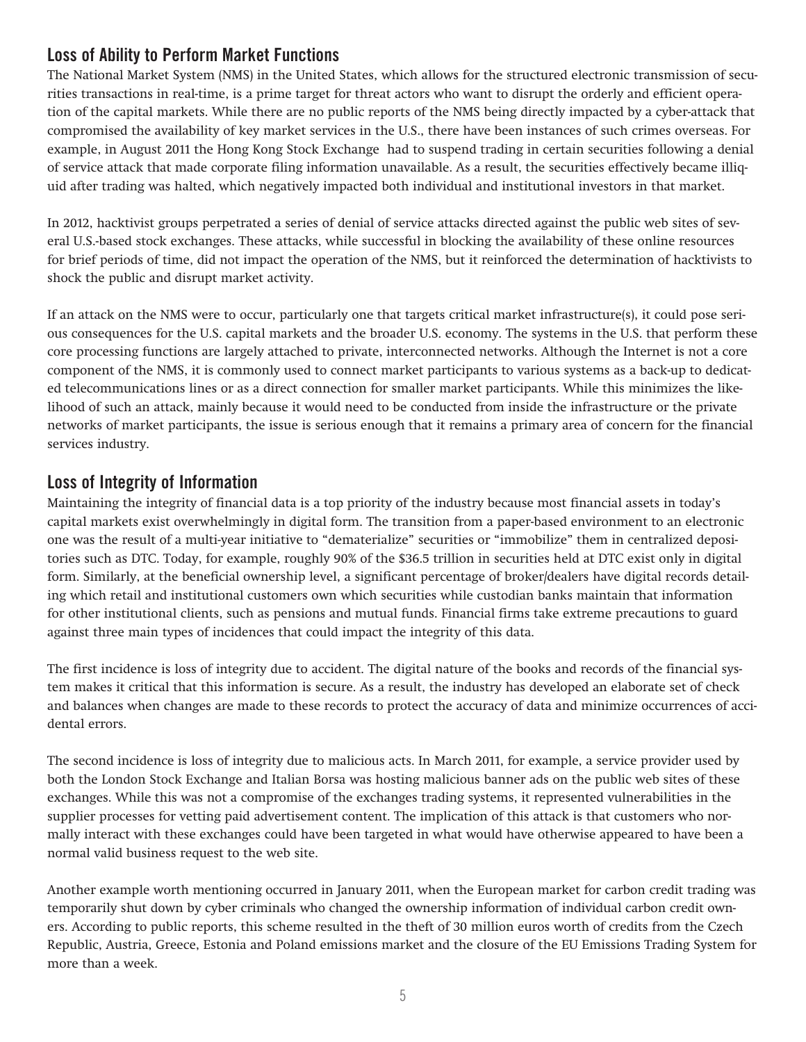## Loss of Ability to Perform Market Functions

The National Market System (NMS) in the United States, which allows for the structured electronic transmission of securities transactions in real-time, is a prime target for threat actors who want to disrupt the orderly and efficient operation of the capital markets. While there are no public reports of the NMS being directly impacted by a cyber-attack that compromised the availability of key market services in the U.S., there have been instances of such crimes overseas. For example, in August 2011 the Hong Kong Stock Exchange had to suspend trading in certain securities following a denial of service attack that made corporate filing information unavailable. As a result, the securities effectively became illiquid after trading was halted, which negatively impacted both individual and institutional investors in that market.

In 2012, hacktivist groups perpetrated a series of denial of service attacks directed against the public web sites of several U.S.-based stock exchanges. These attacks, while successful in blocking the availability of these online resources for brief periods of time, did not impact the operation of the NMS, but it reinforced the determination of hacktivists to shock the public and disrupt market activity.

If an attack on the NMS were to occur, particularly one that targets critical market infrastructure(s), it could pose serious consequences for the U.S. capital markets and the broader U.S. economy. The systems in the U.S. that perform these core processing functions are largely attached to private, interconnected networks. Although the Internet is not a core component of the NMS, it is commonly used to connect market participants to various systems as a back-up to dedicated telecommunications lines or as a direct connection for smaller market participants. While this minimizes the likelihood of such an attack, mainly because it would need to be conducted from inside the infrastructure or the private networks of market participants, the issue is serious enough that it remains a primary area of concern for the financial services industry.

## Loss of Integrity of Information

Maintaining the integrity of financial data is a top priority of the industry because most financial assets in today's capital markets exist overwhelmingly in digital form. The transition from a paper-based environment to an electronic one was the result of a multi-year initiative to "dematerialize" securities or "immobilize" them in centralized depositories such as DTC. Today, for example, roughly 90% of the $36.5 trillion in securities held at DTC exist only in digital form. Similarly, at the beneficial ownership level, a significant percentage of broker/dealers have digital records detailing which retail and institutional customers own which securities while custodian banks maintain that information for other institutional clients, such as pensions and mutual funds. Financial firms take extreme precautions to guard against three main types of incidences that could impact the integrity of this data.

The first incidence is loss of integrity due to accident. The digital nature of the books and records of the financial system makes it critical that this information is secure. As a result, the industry has developed an elaborate set of check and balances when changes are made to these records to protect the accuracy of data and minimize occurrences of accidental errors.

The second incidence is loss of integrity due to malicious acts. In March 2011, for example, a service provider used by both the London Stock Exchange and Italian Borsa was hosting malicious banner ads on the public web sites of these exchanges. While this was not a compromise of the exchanges trading systems, it represented vulnerabilities in the supplier processes for vetting paid advertisement content. The implication of this attack is that customers who normally interact with these exchanges could have been targeted in what would have otherwise appeared to have been a normal valid business request to the web site.

Another example worth mentioning occurred in January 2011, when the European market for carbon credit trading was temporarily shut down by cyber criminals who changed the ownership information of individual carbon credit owners. According to public reports, this scheme resulted in the theft of 30 million euros worth of credits from the Czech Republic, Austria, Greece, Estonia and Poland emissions market and the closure of the EU Emissions Trading System for more than a week.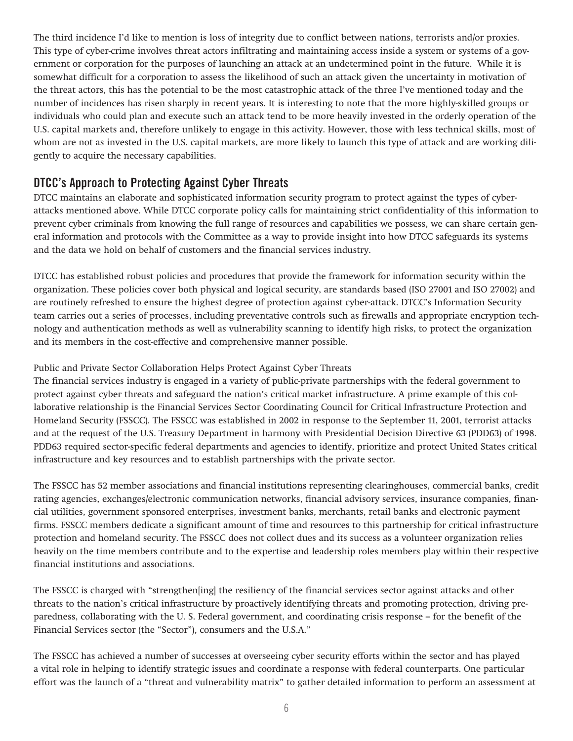The third incidence I'd like to mention is loss of integrity due to conflict between nations, terrorists and/or proxies. This type of cyber-crime involves threat actors infiltrating and maintaining access inside a system or systems of a government or corporation for the purposes of launching an attack at an undetermined point in the future. While it is somewhat difficult for a corporation to assess the likelihood of such an attack given the uncertainty in motivation of the threat actors, this has the potential to be the most catastrophic attack of the three I've mentioned today and the number of incidences has risen sharply in recent years. It is interesting to note that the more highly-skilled groups or individuals who could plan and execute such an attack tend to be more heavily invested in the orderly operation of the U.S. capital markets and, therefore unlikely to engage in this activity. However, those with less technical skills, most of whom are not as invested in the U.S. capital markets, are more likely to launch this type of attack and are working diligently to acquire the necessary capabilities.

## DTCC's Approach to Protecting Against Cyber Threats

DTCC maintains an elaborate and sophisticated information security program to protect against the types of cyber-attacks mentioned above. While DTCC corporate policy calls for maintaining strict confidentiality of this information to prevent cyber criminals from knowing the full range of resources and capabilities we possess, we can share certain general information and protocols with the Committee as a way to provide insight into how DTCC safeguards its systems and the data we hold on behalf of customers and the financial services industry.

DTCC has established robust policies and procedures that provide the framework for information security within the organization. These policies cover both physical and logical security, are standards based (ISO 27001 and ISO 27002) and are routinely refreshed to ensure the highest degree of protection against cyber-attack. DTCC's Information Security team carries out a series of processes, including preventative controls such as firewalls and appropriate encryption technology and authentication methods as well as vulnerability scanning to identify high risks, to protect the organization and its members in the cost-effective and comprehensive manner possible.

Public and Private Sector Collaboration Helps Protect Against Cyber Threats

The financial services industry is engaged in a variety of public-private partnerships with the federal government to protect against cyber threats and safeguard the nation's critical market infrastructure. A prime example of this collaborative relationship is the Financial Services Sector Coordinating Council for Critical Infrastructure Protection and Homeland Security (FSSCC). The FSSCC was established in 2002 in response to the September 11, 2001, terrorist attacks and at the request of the U.S. Treasury Department in harmony with Presidential Decision Directive 63 (PDD63) of 1998. PDD63 required sector-specific federal departments and agencies to identify, prioritize and protect United States critical infrastructure and key resources and to establish partnerships with the private sector.

The FSSCC has 52 member associations and financial institutions representing clearinghouses, commercial banks, credit rating agencies, exchanges/electronic communication networks, financial advisory services, insurance companies, financial utilities, government sponsored enterprises, investment banks, merchants, retail banks and electronic payment firms. FSSCC members dedicate a significant amount of time and resources to this partnership for critical infrastructure protection and homeland security. The FSSCC does not collect dues and its success as a volunteer organization relies heavily on the time members contribute and to the expertise and leadership roles members play within their respective financial institutions and associations.

The FSSCC is charged with "strengthen[ing] the resiliency of the financial services sector against attacks and other threats to the nation's critical infrastructure by proactively identifying threats and promoting protection, driving preparedness, collaborating with the U. S. Federal government, and coordinating crisis response – for the benefit of the Financial Services sector (the "Sector"), consumers and the U.S.A."

The FSSCC has achieved a number of successes at overseeing cyber security efforts within the sector and has played a vital role in helping to identify strategic issues and coordinate a response with federal counterparts. One particular effort was the launch of a "threat and vulnerability matrix" to gather detailed information to perform an assessment at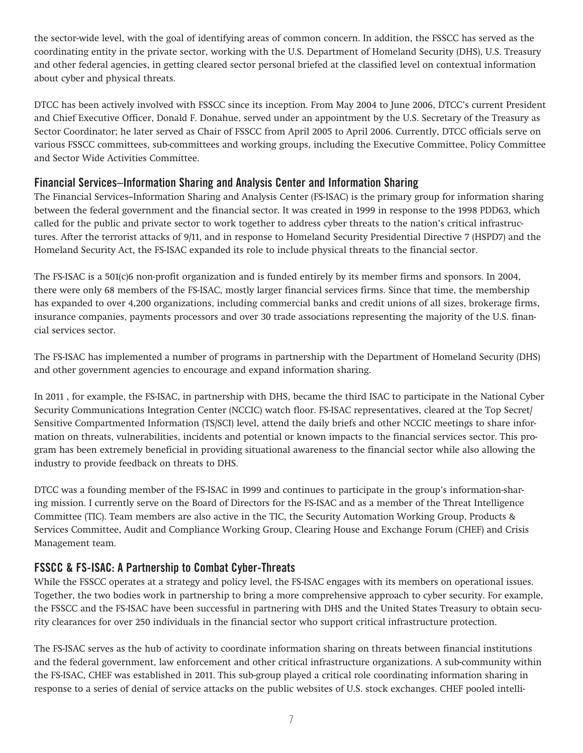the sector-wide level, with the goal of identifying areas of common concern. In addition, the FSSCC has served as the coordinating entity in the private sector, working with the U.S. Department of Homeland Security (DHS), U.S. Treasury and other federal agencies, in getting cleared sector personal briefed at the classified level on contextual information about cyber and physical threats.

DTCC has been actively involved with FSSCC since its inception. From May 2004 to June 2006, DTCC's current President and Chief Executive Officer, Donald F. Donahue, served under an appointment by the U.S. Secretary of the Treasury as Sector Coordinator; he later served as Chair of FSSCC from April 2005 to April 2006. Currently, DTCC officials serve on various FSSCC committees, sub-committees and working groups, including the Executive Committee, Policy Committee and Sector Wide Activities Committee.

## Financial Services–Information Sharing and Analysis Center and Information Sharing

The Financial Services–Information Sharing and Analysis Center (FS-ISAC) is the primary group for information sharing between the federal government and the financial sector. It was created in 1999 in response to the 1998 PDD63, which called for the public and private sector to work together to address cyber threats to the nation's critical infrastructures. After the terrorist attacks of 9/11, and in response to Homeland Security Presidential Directive 7 (HSPD7) and the Homeland Security Act, the FS-ISAC expanded its role to include physical threats to the financial sector.

The FS-ISAC is a 501(c)6 non-profit organization and is funded entirely by its member firms and sponsors. In 2004, there were only 68 members of the FS-ISAC, mostly larger financial services firms. Since that time, the membership has expanded to over 4,200 organizations, including commercial banks and credit unions of all sizes, brokerage firms, insurance companies, payments processors and over 30 trade associations representing the majority of the U.S. financial services sector.

The FS-ISAC has implemented a number of programs in partnership with the Department of Homeland Security (DHS) and other government agencies to encourage and expand information sharing.

In 2011 , for example, the FS-ISAC, in partnership with DHS, became the third ISAC to participate in the National Cyber Security Communications Integration Center (NCCIC) watch floor. FS-ISAC representatives, cleared at the Top Secret/Sensitive Compartmented Information (TS/SCI) level, attend the daily briefs and other NCCIC meetings to share information on threats, vulnerabilities, incidents and potential or known impacts to the financial services sector. This program has been extremely beneficial in providing situational awareness to the financial sector while also allowing the industry to provide feedback on threats to DHS.

DTCC was a founding member of the FS-ISAC in 1999 and continues to participate in the group's information-sharing mission. I currently serve on the Board of Directors for the FS-ISAC and as a member of the Threat Intelligence Committee (TIC). Team members are also active in the TIC, the Security Automation Working Group, Products & Services Committee, Audit and Compliance Working Group, Clearing House and Exchange Forum (CHEF) and Crisis Management team.

## FSSCC & FS-ISAC: A Partnership to Combat Cyber-Threats

While the FSSCC operates at a strategy and policy level, the FS-ISAC engages with its members on operational issues. Together, the two bodies work in partnership to bring a more comprehensive approach to cyber security. For example, the FSSCC and the FS-ISAC have been successful in partnering with DHS and the United States Treasury to obtain security clearances for over 250 individuals in the financial sector who support critical infrastructure protection.

The FS-ISAC serves as the hub of activity to coordinate information sharing on threats between financial institutions and the federal government, law enforcement and other critical infrastructure organizations. A sub-community within the FS-ISAC, CHEF was established in 2011. This sub-group played a critical role coordinating information sharing in response to a series of denial of service attacks on the public websites of U.S. stock exchanges. CHEF pooled intelli-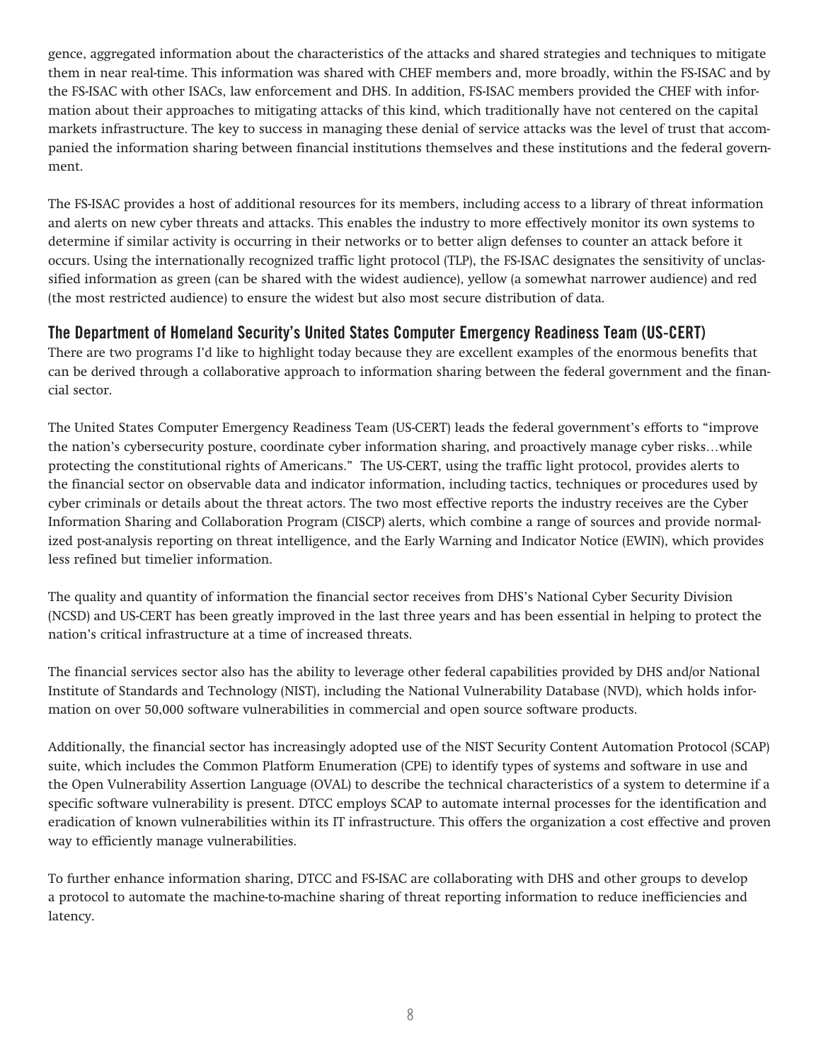gence, aggregated information about the characteristics of the attacks and shared strategies and techniques to mitigate them in near real-time. This information was shared with CHEF members and, more broadly, within the FS-ISAC and by the FS-ISAC with other ISACs, law enforcement and DHS. In addition, FS-ISAC members provided the CHEF with information about their approaches to mitigating attacks of this kind, which traditionally have not centered on the capital markets infrastructure. The key to success in managing these denial of service attacks was the level of trust that accompanied the information sharing between financial institutions themselves and these institutions and the federal government.

The FS-ISAC provides a host of additional resources for its members, including access to a library of threat information and alerts on new cyber threats and attacks. This enables the industry to more effectively monitor its own systems to determine if similar activity is occurring in their networks or to better align defenses to counter an attack before it occurs. Using the internationally recognized traffic light protocol (TLP), the FS-ISAC designates the sensitivity of unclassified information as green (can be shared with the widest audience), yellow (a somewhat narrower audience) and red (the most restricted audience) to ensure the widest but also most secure distribution of data.

## The Department of Homeland Security's United States Computer Emergency Readiness Team (US-CERT)

There are two programs I'd like to highlight today because they are excellent examples of the enormous benefits that can be derived through a collaborative approach to information sharing between the federal government and the financial sector.

The United States Computer Emergency Readiness Team (US-CERT) leads the federal government's efforts to "improve the nation's cybersecurity posture, coordinate cyber information sharing, and proactively manage cyber risks…while protecting the constitutional rights of Americans." The US-CERT, using the traffic light protocol, provides alerts to the financial sector on observable data and indicator information, including tactics, techniques or procedures used by cyber criminals or details about the threat actors. The two most effective reports the industry receives are the Cyber Information Sharing and Collaboration Program (CISCP) alerts, which combine a range of sources and provide normalized post-analysis reporting on threat intelligence, and the Early Warning and Indicator Notice (EWIN), which provides less refined but timelier information.

The quality and quantity of information the financial sector receives from DHS's National Cyber Security Division (NCSD) and US-CERT has been greatly improved in the last three years and has been essential in helping to protect the nation's critical infrastructure at a time of increased threats.

The financial services sector also has the ability to leverage other federal capabilities provided by DHS and/or National Institute of Standards and Technology (NIST), including the National Vulnerability Database (NVD), which holds information on over 50,000 software vulnerabilities in commercial and open source software products.

Additionally, the financial sector has increasingly adopted use of the NIST Security Content Automation Protocol (SCAP) suite, which includes the Common Platform Enumeration (CPE) to identify types of systems and software in use and the Open Vulnerability Assertion Language (OVAL) to describe the technical characteristics of a system to determine if a specific software vulnerability is present. DTCC employs SCAP to automate internal processes for the identification and eradication of known vulnerabilities within its IT infrastructure. This offers the organization a cost effective and proven way to efficiently manage vulnerabilities.

To further enhance information sharing, DTCC and FS-ISAC are collaborating with DHS and other groups to develop a protocol to automate the machine-to-machine sharing of threat reporting information to reduce inefficiencies and latency.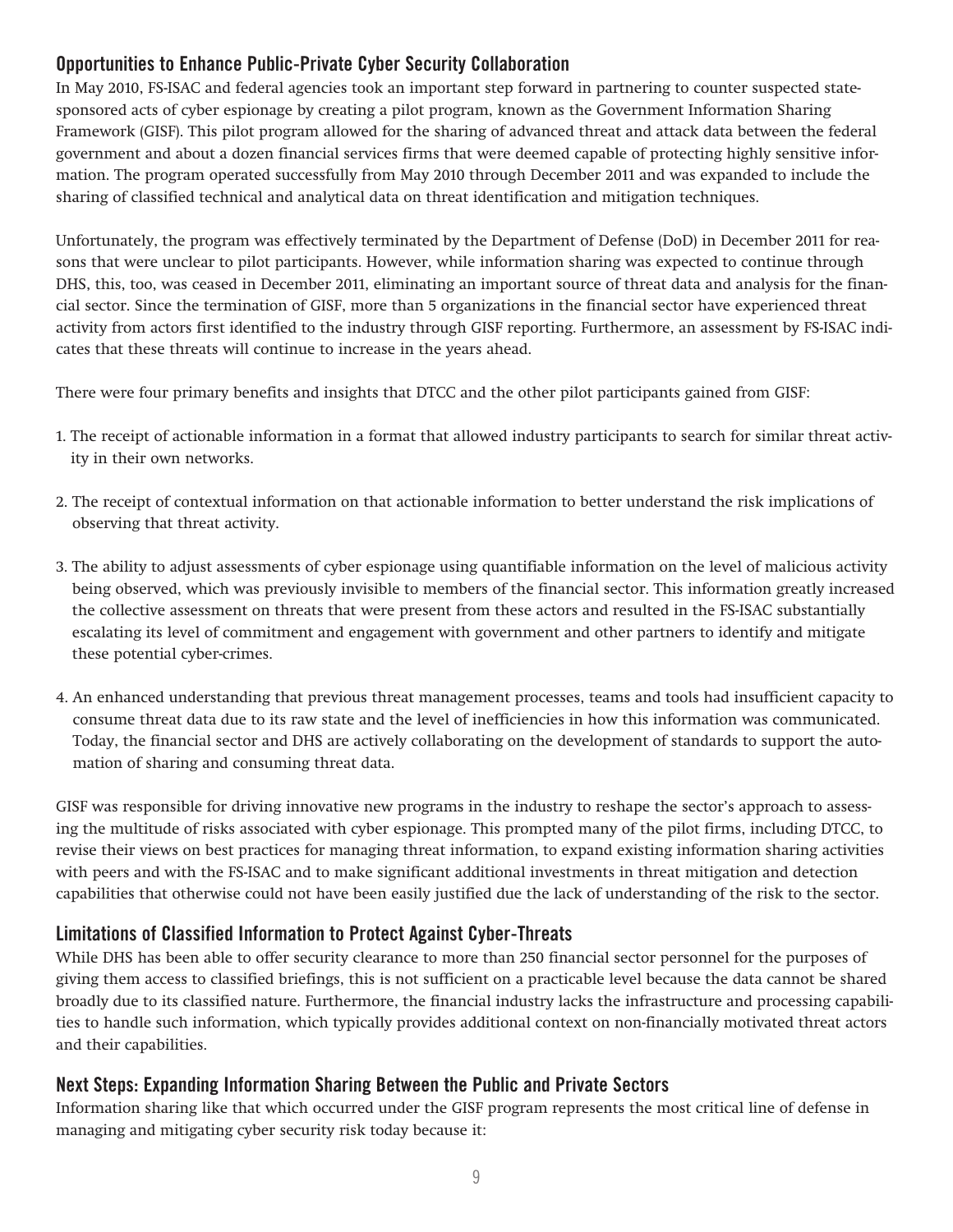## Opportunities to Enhance Public-Private Cyber Security Collaboration

In May 2010, FS-ISAC and federal agencies took an important step forward in partnering to counter suspected state-sponsored acts of cyber espionage by creating a pilot program, known as the Government Information Sharing Framework (GISF). This pilot program allowed for the sharing of advanced threat and attack data between the federal government and about a dozen financial services firms that were deemed capable of protecting highly sensitive information. The program operated successfully from May 2010 through December 2011 and was expanded to include the sharing of classified technical and analytical data on threat identification and mitigation techniques.

Unfortunately, the program was effectively terminated by the Department of Defense (DoD) in December 2011 for reasons that were unclear to pilot participants. However, while information sharing was expected to continue through DHS, this, too, was ceased in December 2011, eliminating an important source of threat data and analysis for the financial sector. Since the termination of GISF, more than 5 organizations in the financial sector have experienced threat activity from actors first identified to the industry through GISF reporting. Furthermore, an assessment by FS-ISAC indicates that these threats will continue to increase in the years ahead.

There were four primary benefits and insights that DTCC and the other pilot participants gained from GISF:

1. The receipt of actionable information in a format that allowed industry participants to search for similar threat activity in their own networks.

2. The receipt of contextual information on that actionable information to better understand the risk implications of observing that threat activity.

3. The ability to adjust assessments of cyber espionage using quantifiable information on the level of malicious activity being observed, which was previously invisible to members of the financial sector. This information greatly increased the collective assessment on threats that were present from these actors and resulted in the FS-ISAC substantially escalating its level of commitment and engagement with government and other partners to identify and mitigate these potential cyber-crimes.

4. An enhanced understanding that previous threat management processes, teams and tools had insufficient capacity to consume threat data due to its raw state and the level of inefficiencies in how this information was communicated. Today, the financial sector and DHS are actively collaborating on the development of standards to support the automation of sharing and consuming threat data.

GISF was responsible for driving innovative new programs in the industry to reshape the sector's approach to assessing the multitude of risks associated with cyber espionage. This prompted many of the pilot firms, including DTCC, to revise their views on best practices for managing threat information, to expand existing information sharing activities with peers and with the FS-ISAC and to make significant additional investments in threat mitigation and detection capabilities that otherwise could not have been easily justified due the lack of understanding of the risk to the sector.

## Limitations of Classified Information to Protect Against Cyber-Threats

While DHS has been able to offer security clearance to more than 250 financial sector personnel for the purposes of giving them access to classified briefings, this is not sufficient on a practicable level because the data cannot be shared broadly due to its classified nature. Furthermore, the financial industry lacks the infrastructure and processing capabilities to handle such information, which typically provides additional context on non-financially motivated threat actors and their capabilities.

## Next Steps: Expanding Information Sharing Between the Public and Private Sectors

Information sharing like that which occurred under the GISF program represents the most critical line of defense in managing and mitigating cyber security risk today because it: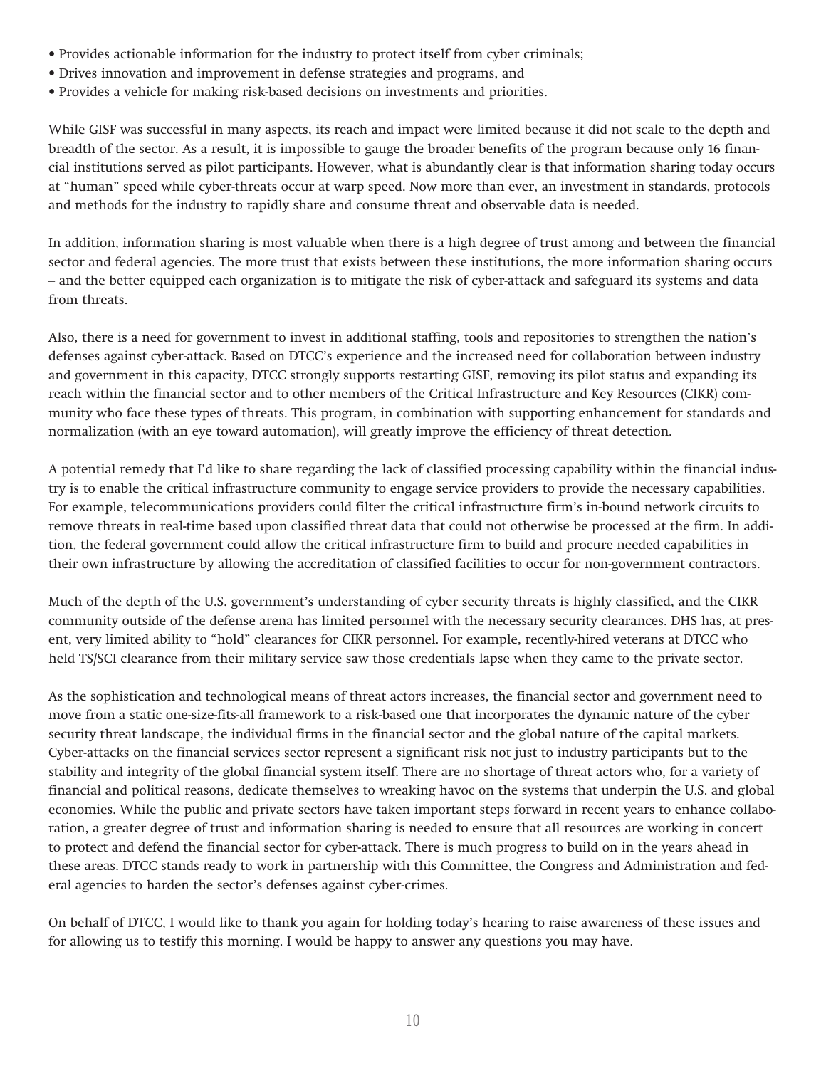- Provides actionable information for the industry to protect itself from cyber criminals;
- Drives innovation and improvement in defense strategies and programs, and
- Provides a vehicle for making risk-based decisions on investments and priorities.

While GISF was successful in many aspects, its reach and impact were limited because it did not scale to the depth and breadth of the sector. As a result, it is impossible to gauge the broader benefits of the program because only 16 financial institutions served as pilot participants. However, what is abundantly clear is that information sharing today occurs at "human" speed while cyber-threats occur at warp speed. Now more than ever, an investment in standards, protocols and methods for the industry to rapidly share and consume threat and observable data is needed.

In addition, information sharing is most valuable when there is a high degree of trust among and between the financial sector and federal agencies. The more trust that exists between these institutions, the more information sharing occurs – and the better equipped each organization is to mitigate the risk of cyber-attack and safeguard its systems and data from threats.

Also, there is a need for government to invest in additional staffing, tools and repositories to strengthen the nation's defenses against cyber-attack. Based on DTCC's experience and the increased need for collaboration between industry and government in this capacity, DTCC strongly supports restarting GISF, removing its pilot status and expanding its reach within the financial sector and to other members of the Critical Infrastructure and Key Resources (CIKR) community who face these types of threats. This program, in combination with supporting enhancement for standards and normalization (with an eye toward automation), will greatly improve the efficiency of threat detection.

A potential remedy that I'd like to share regarding the lack of classified processing capability within the financial industry is to enable the critical infrastructure community to engage service providers to provide the necessary capabilities. For example, telecommunications providers could filter the critical infrastructure firm's in-bound network circuits to remove threats in real-time based upon classified threat data that could not otherwise be processed at the firm. In addition, the federal government could allow the critical infrastructure firm to build and procure needed capabilities in their own infrastructure by allowing the accreditation of classified facilities to occur for non-government contractors.

Much of the depth of the U.S. government's understanding of cyber security threats is highly classified, and the CIKR community outside of the defense arena has limited personnel with the necessary security clearances. DHS has, at present, very limited ability to "hold" clearances for CIKR personnel. For example, recently-hired veterans at DTCC who held TS/SCI clearance from their military service saw those credentials lapse when they came to the private sector.

As the sophistication and technological means of threat actors increases, the financial sector and government need to move from a static one-size-fits-all framework to a risk-based one that incorporates the dynamic nature of the cyber security threat landscape, the individual firms in the financial sector and the global nature of the capital markets. Cyber-attacks on the financial services sector represent a significant risk not just to industry participants but to the stability and integrity of the global financial system itself. There are no shortage of threat actors who, for a variety of financial and political reasons, dedicate themselves to wreaking havoc on the systems that underpin the U.S. and global economies. While the public and private sectors have taken important steps forward in recent years to enhance collaboration, a greater degree of trust and information sharing is needed to ensure that all resources are working in concert to protect and defend the financial sector for cyber-attack. There is much progress to build on in the years ahead in these areas. DTCC stands ready to work in partnership with this Committee, the Congress and Administration and federal agencies to harden the sector's defenses against cyber-crimes.

On behalf of DTCC, I would like to thank you again for holding today's hearing to raise awareness of these issues and for allowing us to testify this morning. I would be happy to answer any questions you may have.